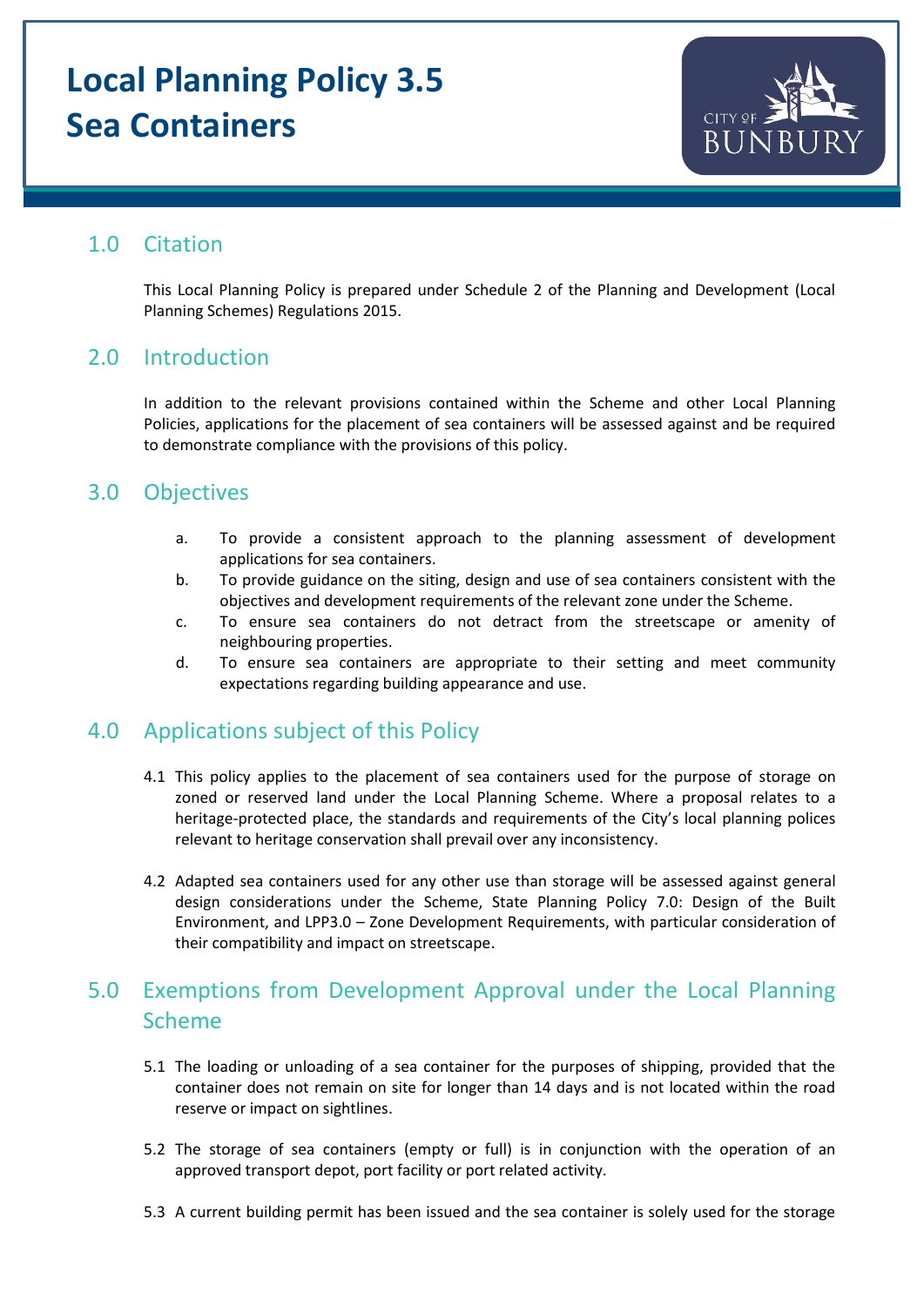# Local Planning Policy 3.5
# Sea Containers

## 1.0 Citation

This Local Planning Policy is prepared under Schedule 2 of the Planning and Development (Local Planning Schemes) Regulations 2015.

## 2.0 Introduction

In addition to the relevant provisions contained within the Scheme and other Local Planning Policies, applications for the placement of sea containers will be assessed against and be required to demonstrate compliance with the provisions of this policy.

## 3.0 Objectives

a. To provide a consistent approach to the planning assessment of development applications for sea containers.

b. To provide guidance on the siting, design and use of sea containers consistent with the objectives and development requirements of the relevant zone under the Scheme.

c. To ensure sea containers do not detract from the streetscape or amenity of neighbouring properties.

d. To ensure sea containers are appropriate to their setting and meet community expectations regarding building appearance and use.

## 4.0 Applications subject of this Policy

4.1 This policy applies to the placement of sea containers used for the purpose of storage on zoned or reserved land under the Local Planning Scheme. Where a proposal relates to a heritage-protected place, the standards and requirements of the City's local planning polices relevant to heritage conservation shall prevail over any inconsistency.

4.2 Adapted sea containers used for any other use than storage will be assessed against general design considerations under the Scheme, State Planning Policy 7.0: Design of the Built Environment, and LPP3.0 – Zone Development Requirements, with particular consideration of their compatibility and impact on streetscape.

## 5.0 Exemptions from Development Approval under the Local Planning Scheme

5.1 The loading or unloading of a sea container for the purposes of shipping, provided that the container does not remain on site for longer than 14 days and is not located within the road reserve or impact on sightlines.

5.2 The storage of sea containers (empty or full) is in conjunction with the operation of an approved transport depot, port facility or port related activity.

5.3 A current building permit has been issued and the sea container is solely used for the storage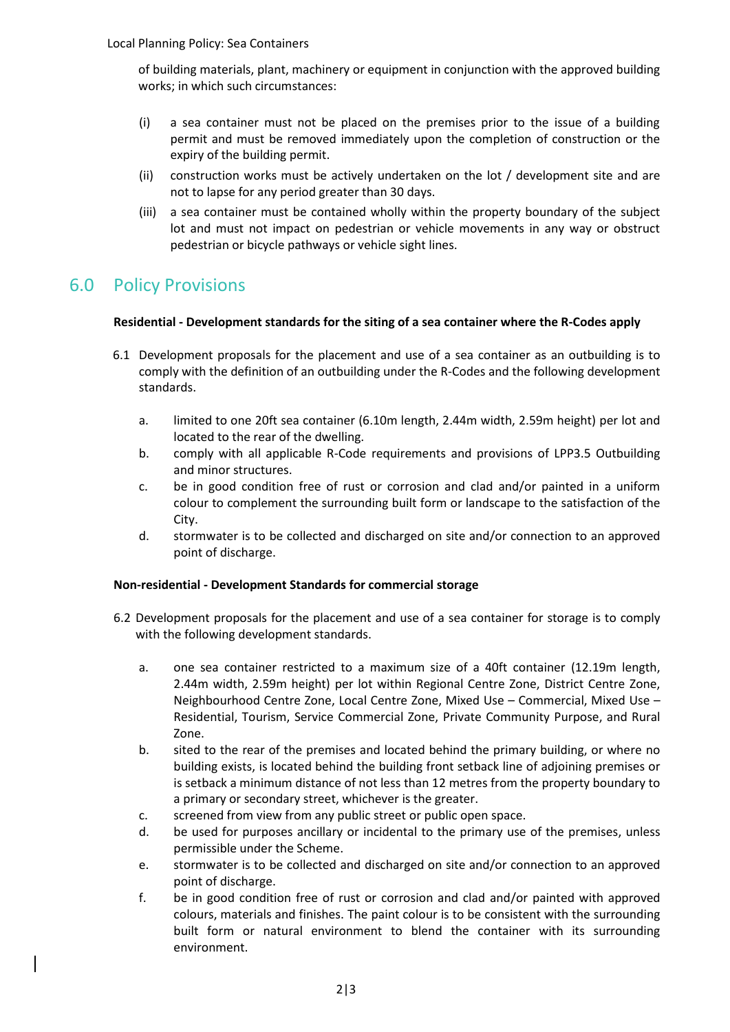of building materials, plant, machinery or equipment in conjunction with the approved building works; in which such circumstances:

(i) a sea container must not be placed on the premises prior to the issue of a building permit and must be removed immediately upon the completion of construction or the expiry of the building permit.

(ii) construction works must be actively undertaken on the lot / development site and are not to lapse for any period greater than 30 days.

(iii) a sea container must be contained wholly within the property boundary of the subject lot and must not impact on pedestrian or vehicle movements in any way or obstruct pedestrian or bicycle pathways or vehicle sight lines.

## 6.0 Policy Provisions

**Residential - Development standards for the siting of a sea container where the R-Codes apply**

6.1 Development proposals for the placement and use of a sea container as an outbuilding is to comply with the definition of an outbuilding under the R-Codes and the following development standards.

a. limited to one 20ft sea container (6.10m length, 2.44m width, 2.59m height) per lot and located to the rear of the dwelling.

b. comply with all applicable R-Code requirements and provisions of LPP3.5 Outbuilding and minor structures.

c. be in good condition free of rust or corrosion and clad and/or painted in a uniform colour to complement the surrounding built form or landscape to the satisfaction of the City.

d. stormwater is to be collected and discharged on site and/or connection to an approved point of discharge.

**Non-residential - Development Standards for commercial storage**

6.2 Development proposals for the placement and use of a sea container for storage is to comply with the following development standards.

a. one sea container restricted to a maximum size of a 40ft container (12.19m length, 2.44m width, 2.59m height) per lot within Regional Centre Zone, District Centre Zone, Neighbourhood Centre Zone, Local Centre Zone, Mixed Use – Commercial, Mixed Use – Residential, Tourism, Service Commercial Zone, Private Community Purpose, and Rural Zone.

b. sited to the rear of the premises and located behind the primary building, or where no building exists, is located behind the building front setback line of adjoining premises or is setback a minimum distance of not less than 12 metres from the property boundary to a primary or secondary street, whichever is the greater.

c. screened from view from any public street or public open space.

d. be used for purposes ancillary or incidental to the primary use of the premises, unless permissible under the Scheme.

e. stormwater is to be collected and discharged on site and/or connection to an approved point of discharge.

f. be in good condition free of rust or corrosion and clad and/or painted with approved colours, materials and finishes. The paint colour is to be consistent with the surrounding built form or natural environment to blend the container with its surrounding environment.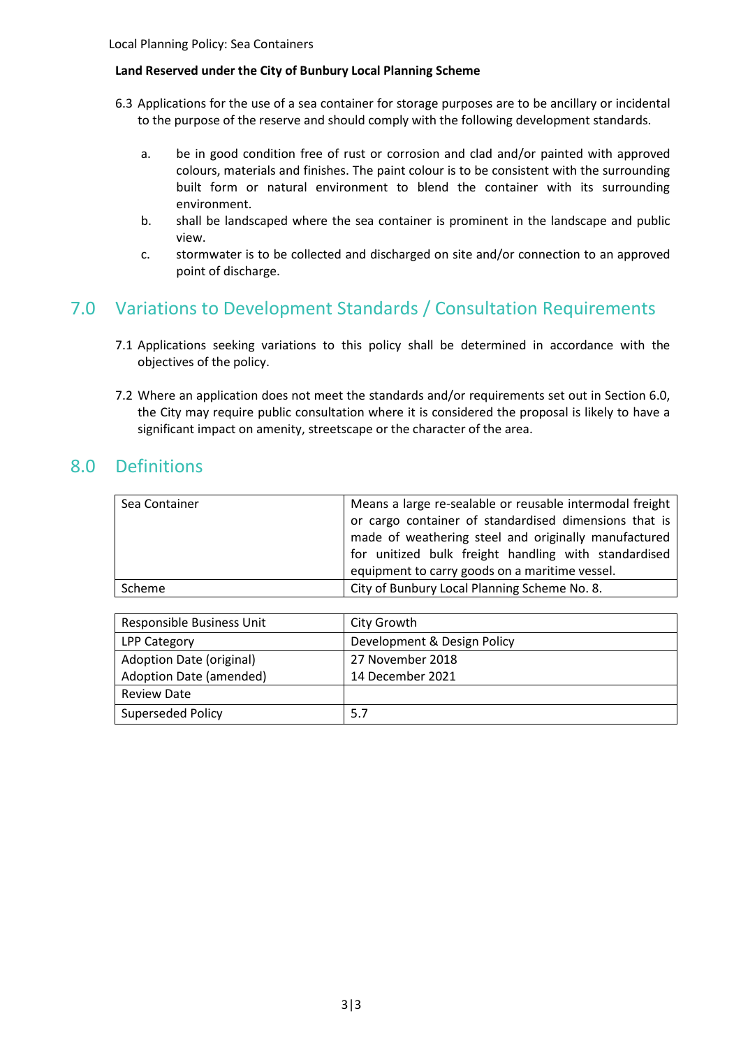**Land Reserved under the City of Bunbury Local Planning Scheme**

6.3 Applications for the use of a sea container for storage purposes are to be ancillary or incidental to the purpose of the reserve and should comply with the following development standards.

a. be in good condition free of rust or corrosion and clad and/or painted with approved colours, materials and finishes. The paint colour is to be consistent with the surrounding built form or natural environment to blend the container with its surrounding environment.

b. shall be landscaped where the sea container is prominent in the landscape and public view.

c. stormwater is to be collected and discharged on site and/or connection to an approved point of discharge.

## 7.0 Variations to Development Standards / Consultation Requirements

7.1 Applications seeking variations to this policy shall be determined in accordance with the objectives of the policy.

7.2 Where an application does not meet the standards and/or requirements set out in Section 6.0, the City may require public consultation where it is considered the proposal is likely to have a significant impact on amenity, streetscape or the character of the area.

## 8.0 Definitions

| | |
|---|---|
| Sea Container | Means a large re-sealable or reusable intermodal freight or cargo container of standardised dimensions that is made of weathering steel and originally manufactured for unitized bulk freight handling with standardised equipment to carry goods on a maritime vessel. |
| Scheme | City of Bunbury Local Planning Scheme No. 8. |

| | |
|---|---|
| Responsible Business Unit | City Growth |
| LPP Category | Development & Design Policy |
| Adoption Date (original)<br>Adoption Date (amended) | 27 November 2018<br>14 December 2021 |
| Review Date | |
| Superseded Policy | 5.7 |